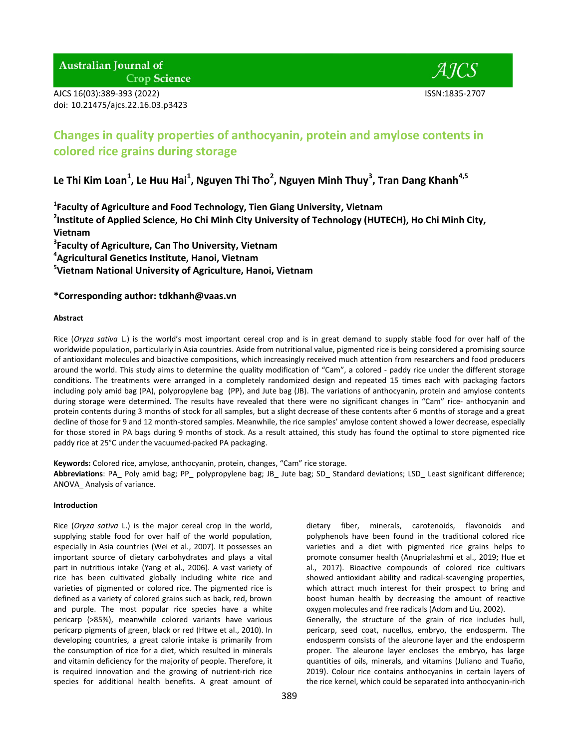# Changes in quality properties of anthocyanin, protein and amylose contents in colored rice grains during storage

**Le Thi Kim Loan[1], Le Huu Hai[1], Nguyen Thi Tho[2], Nguyen Minh Thuy[3], Tran Dang Khanh[4,5]**

**[1]Faculty of Agriculture and Food Technology, Tien Giang University, Vietnam**
**[2]Institute of Applied Science, Ho Chi Minh City University of Technology (HUTECH), Ho Chi Minh City, Vietnam**
**[3]Faculty of Agriculture, Can Tho University, Vietnam**
**[4]Agricultural Genetics Institute, Hanoi, Vietnam**
**[5]Vietnam National University of Agriculture, Hanoi, Vietnam**

**\*Corresponding author: tdkhanh@vaas.vn**

#### Abstract

Rice (*Oryza sativa* L.) is the world's most important cereal crop and is in great demand to supply stable food for over half of the worldwide population, particularly in Asia countries. Aside from nutritional value, pigmented rice is being considered a promising source of antioxidant molecules and bioactive compositions, which increasingly received much attention from researchers and food producers around the world. This study aims to determine the quality modification of "Cam", a colored - paddy rice under the different storage conditions. The treatments were arranged in a completely randomized design and repeated 15 times each with packaging factors including poly amid bag (PA), polypropylene bag (PP), and Jute bag (JB). The variations of anthocyanin, protein and amylose contents during storage were determined. The results have revealed that there were no significant changes in "Cam" rice- anthocyanin and protein contents during 3 months of stock for all samples, but a slight decrease of these contents after 6 months of storage and a great decline of those for 9 and 12 month-stored samples. Meanwhile, the rice samples' amylose content showed a lower decrease, especially for those stored in PA bags during 9 months of stock. As a result attained, this study has found the optimal to store pigmented rice paddy rice at 25°C under the vacuumed-packed PA packaging.

**Keywords:** Colored rice, amylose, anthocyanin, protein, changes, "Cam" rice storage.
**Abbreviations**: PA_ Poly amid bag; PP_ polypropylene bag; JB_ Jute bag; SD_ Standard deviations; LSD_ Least significant difference; ANOVA_ Analysis of variance.

#### Introduction

Rice (*Oryza sativa* L.) is the major cereal crop in the world, supplying stable food for over half of the world population, especially in Asia countries (Wei et al., 2007). It possesses an important source of dietary carbohydrates and plays a vital part in nutritious intake (Yang et al., 2006). A vast variety of rice has been cultivated globally including white rice and varieties of pigmented or colored rice. The pigmented rice is defined as a variety of colored grains such as back, red, brown and purple. The most popular rice species have a white pericarp (>85%), meanwhile colored variants have various pericarp pigments of green, black or red (Htwe et al., 2010). In developing countries, a great calorie intake is primarily from the consumption of rice for a diet, which resulted in minerals and vitamin deficiency for the majority of people. Therefore, it is required innovation and the growing of nutrient-rich rice species for additional health benefits. A great amount of dietary fiber, minerals, carotenoids, flavonoids and polyphenols have been found in the traditional colored rice varieties and a diet with pigmented rice grains helps to promote consumer health (Anuprialashmi et al., 2019; Hue et al., 2017). Bioactive compounds of colored rice cultivars showed antioxidant ability and radical-scavenging properties, which attract much interest for their prospect to bring and boost human health by decreasing the amount of reactive oxygen molecules and free radicals (Adom and Liu, 2002).

Generally, the structure of the grain of rice includes hull, pericarp, seed coat, nucellus, embryo, the endosperm. The endosperm consists of the aleurone layer and the endosperm proper. The aleurone layer encloses the embryo, has large quantities of oils, minerals, and vitamins (Juliano and Tuaño, 2019). Colour rice contains anthocyanins in certain layers of the rice kernel, which could be separated into anthocyanin-rich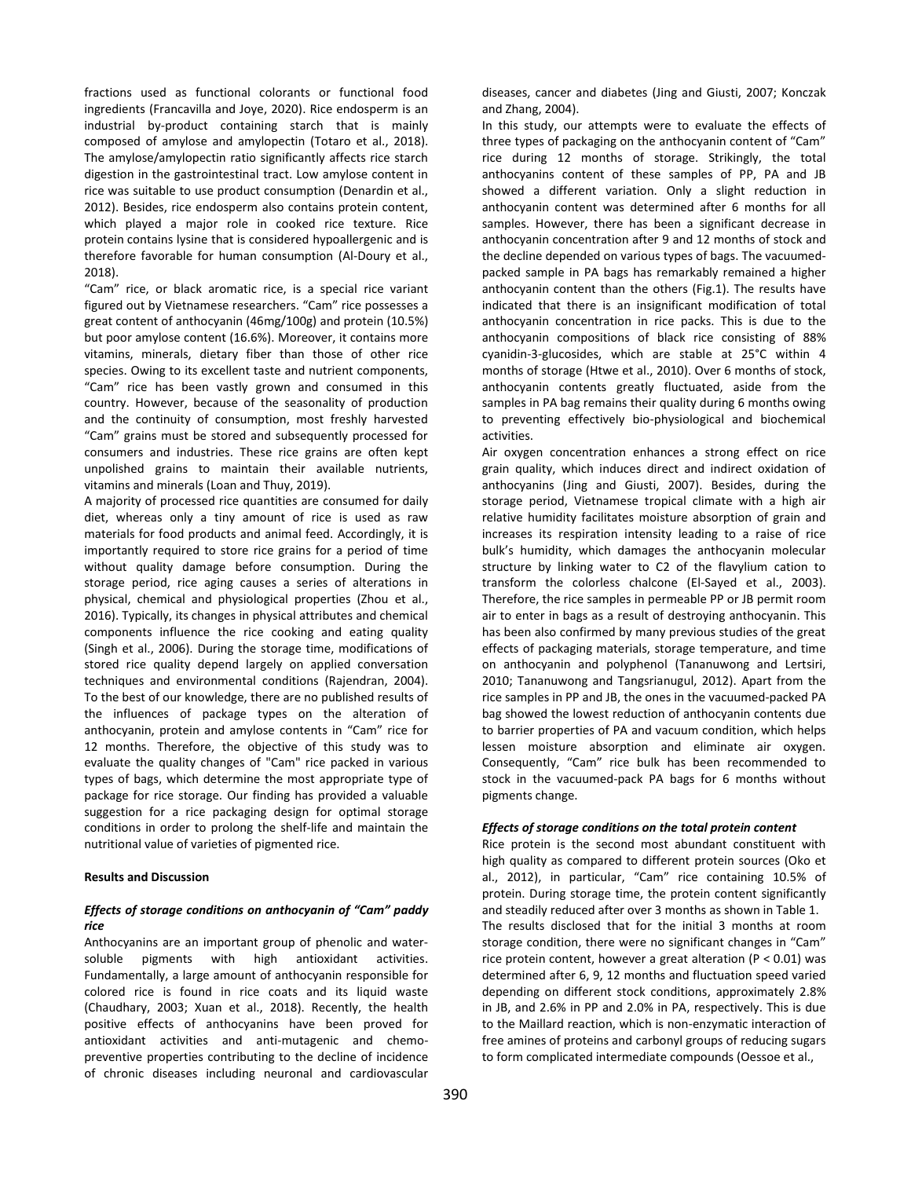fractions used as functional colorants or functional food ingredients (Francavilla and Joye, 2020). Rice endosperm is an industrial by-product containing starch that is mainly composed of amylose and amylopectin (Totaro et al., 2018). The amylose/amylopectin ratio significantly affects rice starch digestion in the gastrointestinal tract. Low amylose content in rice was suitable to use product consumption (Denardin et al., 2012). Besides, rice endosperm also contains protein content, which played a major role in cooked rice texture. Rice protein contains lysine that is considered hypoallergenic and is therefore favorable for human consumption (Al-Doury et al., 2018).

"Cam" rice, or black aromatic rice, is a special rice variant figured out by Vietnamese researchers. "Cam" rice possesses a great content of anthocyanin (46mg/100g) and protein (10.5%) but poor amylose content (16.6%). Moreover, it contains more vitamins, minerals, dietary fiber than those of other rice species. Owing to its excellent taste and nutrient components, "Cam" rice has been vastly grown and consumed in this country. However, because of the seasonality of production and the continuity of consumption, most freshly harvested "Cam" grains must be stored and subsequently processed for consumers and industries. These rice grains are often kept unpolished grains to maintain their available nutrients, vitamins and minerals (Loan and Thuy, 2019).

A majority of processed rice quantities are consumed for daily diet, whereas only a tiny amount of rice is used as raw materials for food products and animal feed. Accordingly, it is importantly required to store rice grains for a period of time without quality damage before consumption. During the storage period, rice aging causes a series of alterations in physical, chemical and physiological properties (Zhou et al., 2016). Typically, its changes in physical attributes and chemical components influence the rice cooking and eating quality (Singh et al., 2006). During the storage time, modifications of stored rice quality depend largely on applied conversation techniques and environmental conditions (Rajendran, 2004). To the best of our knowledge, there are no published results of the influences of package types on the alteration of anthocyanin, protein and amylose contents in "Cam" rice for 12 months. Therefore, the objective of this study was to evaluate the quality changes of "Cam" rice packed in various types of bags, which determine the most appropriate type of package for rice storage. Our finding has provided a valuable suggestion for a rice packaging design for optimal storage conditions in order to prolong the shelf-life and maintain the nutritional value of varieties of pigmented rice.

## Results and Discussion

### *Effects of storage conditions on anthocyanin of "Cam" paddy rice*

Anthocyanins are an important group of phenolic and water-soluble pigments with high antioxidant activities. Fundamentally, a large amount of anthocyanin responsible for colored rice is found in rice coats and its liquid waste (Chaudhary, 2003; Xuan et al., 2018). Recently, the health positive effects of anthocyanins have been proved for antioxidant activities and anti-mutagenic and chemo-preventive properties contributing to the decline of incidence of chronic diseases including neuronal and cardiovascular diseases, cancer and diabetes (Jing and Giusti, 2007; Konczak and Zhang, 2004).

In this study, our attempts were to evaluate the effects of three types of packaging on the anthocyanin content of "Cam" rice during 12 months of storage. Strikingly, the total anthocyanins content of these samples of PP, PA and JB showed a different variation. Only a slight reduction in anthocyanin content was determined after 6 months for all samples. However, there has been a significant decrease in anthocyanin concentration after 9 and 12 months of stock and the decline depended on various types of bags. The vacuumed-packed sample in PA bags has remarkably remained a higher anthocyanin content than the others (Fig.1). The results have indicated that there is an insignificant modification of total anthocyanin concentration in rice packs. This is due to the anthocyanin compositions of black rice consisting of 88% cyanidin-3-glucosides, which are stable at 25°C within 4 months of storage (Htwe et al., 2010). Over 6 months of stock, anthocyanin contents greatly fluctuated, aside from the samples in PA bag remains their quality during 6 months owing to preventing effectively bio-physiological and biochemical activities.

Air oxygen concentration enhances a strong effect on rice grain quality, which induces direct and indirect oxidation of anthocyanins (Jing and Giusti, 2007). Besides, during the storage period, Vietnamese tropical climate with a high air relative humidity facilitates moisture absorption of grain and increases its respiration intensity leading to a raise of rice bulk's humidity, which damages the anthocyanin molecular structure by linking water to C2 of the flavylium cation to transform the colorless chalcone (El-Sayed et al., 2003). Therefore, the rice samples in permeable PP or JB permit room air to enter in bags as a result of destroying anthocyanin. This has been also confirmed by many previous studies of the great effects of packaging materials, storage temperature, and time on anthocyanin and polyphenol (Tananuwong and Lertsiri, 2010; Tananuwong and Tangsrianugul, 2012). Apart from the rice samples in PP and JB, the ones in the vacuumed-packed PA bag showed the lowest reduction of anthocyanin contents due to barrier properties of PA and vacuum condition, which helps lessen moisture absorption and eliminate air oxygen. Consequently, "Cam" rice bulk has been recommended to stock in the vacuumed-pack PA bags for 6 months without pigments change.

### *Effects of storage conditions on the total protein content*

Rice protein is the second most abundant constituent with high quality as compared to different protein sources (Oko et al., 2012), in particular, "Cam" rice containing 10.5% of protein. During storage time, the protein content significantly and steadily reduced after over 3 months as shown in Table 1.

The results disclosed that for the initial 3 months at room storage condition, there were no significant changes in "Cam" rice protein content, however a great alteration ($P < 0.01$) was determined after 6, 9, 12 months and fluctuation speed varied depending on different stock conditions, approximately 2.8% in JB, and 2.6% in PP and 2.0% in PA, respectively. This is due to the Maillard reaction, which is non-enzymatic interaction of free amines of proteins and carbonyl groups of reducing sugars to form complicated intermediate compounds (Oessoe et al.,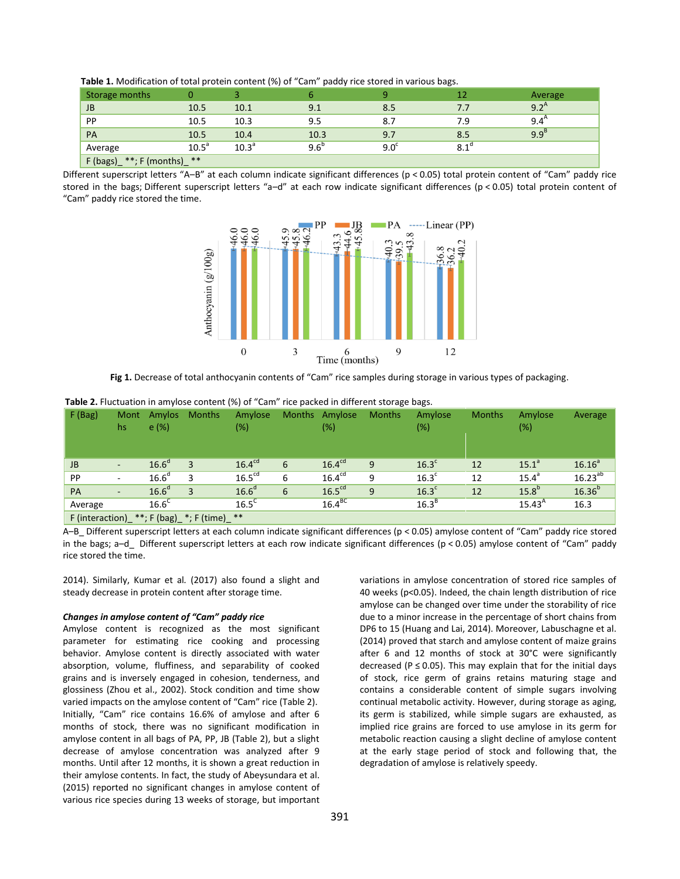**Table 1.** Modification of total protein content (%) of "Cam" paddy rice stored in various bags.

| Storage months | 0 | 3 | 6 | 9 | 12 | Average |
|---|---|---|---|---|---|---|
| JB | 10.5 | 10.1 | 9.1 | 8.5 | 7.7 | $9.2^{A}$ |
| PP | 10.5 | 10.3 | 9.5 | 8.7 | 7.9 | $9.4^{A}$ |
| PA | 10.5 | 10.4 | 10.3 | 9.7 | 8.5 | $9.9^{B}$ |
| Average | $10.5^{a}$ | $10.3^{a}$ | $9.6^{b}$ | $9.0^{c}$ | $8.1^{d}$ | |
| F (bags)_ **; F (months)_ ** | | | | | | |

Different superscript letters "A–B" at each column indicate significant differences ($p < 0.05$) total protein content of "Cam" paddy rice stored in the bags; Different superscript letters "a–d" at each row indicate significant differences ($p < 0.05$) total protein content of "Cam" paddy rice stored the time.

Fig 1. Decrease of total anthocyanin contents of "Cam" rice samples during storage in various types of packaging.

**Table 2.** Fluctuation in amylose content (%) of "Cam" rice packed in different storage bags.

| F (Bag) | Months | Amylose (%) | Months | Amylose (%) | Months | Amylose (%) | Months | Amylose (%) | Months | Amylose (%) | Average |
|---|---|---|---|---|---|---|---|---|---|---|---|
| JB | - | $16.6^{d}$ | 3 | $16.4^{cd}$ | 6 | $16.4^{cd}$ | 9 | $16.3^{c}$ | 12 | $15.1^{a}$ | $16.16^{a}$ |
| PP | - | $16.6^{d}$ | 3 | $16.5^{cd}$ | 6 | $16.4^{cd}$ | 9 | $16.3^{c}$ | 12 | $15.4^{a}$ | $16.23^{ab}$ |
| PA | - | $16.6^{d}$ | 3 | $16.6^{d}$ | 6 | $16.5^{cd}$ | 9 | $16.3^{c}$ | 12 | $15.8^{b}$ | $16.36^{b}$ |
| Average | | $16.6^{C}$ | | $16.5^{C}$ | | $16.4^{BC}$ | | $16.3^{B}$ | | $15.43^{A}$ | 16.3 |
| F (interaction)_ **; F (bag)_ *; F (time)_ ** | | | | | | | | | | | |

A–B_ Different superscript letters at each column indicate significant differences ($p < 0.05$) amylose content of "Cam" paddy rice stored in the bags; a–d_ Different superscript letters at each row indicate significant differences ($p < 0.05$) amylose content of "Cam" paddy rice stored the time.

2014). Similarly, Kumar et al. (2017) also found a slight and steady decrease in protein content after storage time.

***Changes in amylose content of "Cam" paddy rice***

Amylose content is recognized as the most significant parameter for estimating rice cooking and processing behavior. Amylose content is directly associated with water absorption, volume, fluffiness, and separability of cooked grains and is inversely engaged in cohesion, tenderness, and glossiness (Zhou et al., 2002). Stock condition and time show varied impacts on the amylose content of "Cam" rice (Table 2). Initially, "Cam" rice contains 16.6% of amylose and after 6 months of stock, there was no significant modification in amylose content in all bags of PA, PP, JB (Table 2), but a slight decrease of amylose concentration was analyzed after 9 months. Until after 12 months, it is shown a great reduction in their amylose contents. In fact, the study of Abeysundara et al. (2015) reported no significant changes in amylose content of various rice species during 13 weeks of storage, but important variations in amylose concentration of stored rice samples of 40 weeks ($p<0.05$). Indeed, the chain length distribution of rice amylose can be changed over time under the storability of rice due to a minor increase in the percentage of short chains from DP6 to 15 (Huang and Lai, 2014). Moreover, Labuschagne et al. (2014) proved that starch and amylose content of maize grains after 6 and 12 months of stock at 30°C were significantly decreased ($P \leq 0.05$). This may explain that for the initial days of stock, rice germ of grains retains maturing stage and contains a considerable content of simple sugars involving continual metabolic activity. However, during storage as aging, its germ is stabilized, while simple sugars are exhausted, as implied rice grains are forced to use amylose in its germ for metabolic reaction causing a slight decline of amylose content at the early stage period of stock and following that, the degradation of amylose is relatively speedy.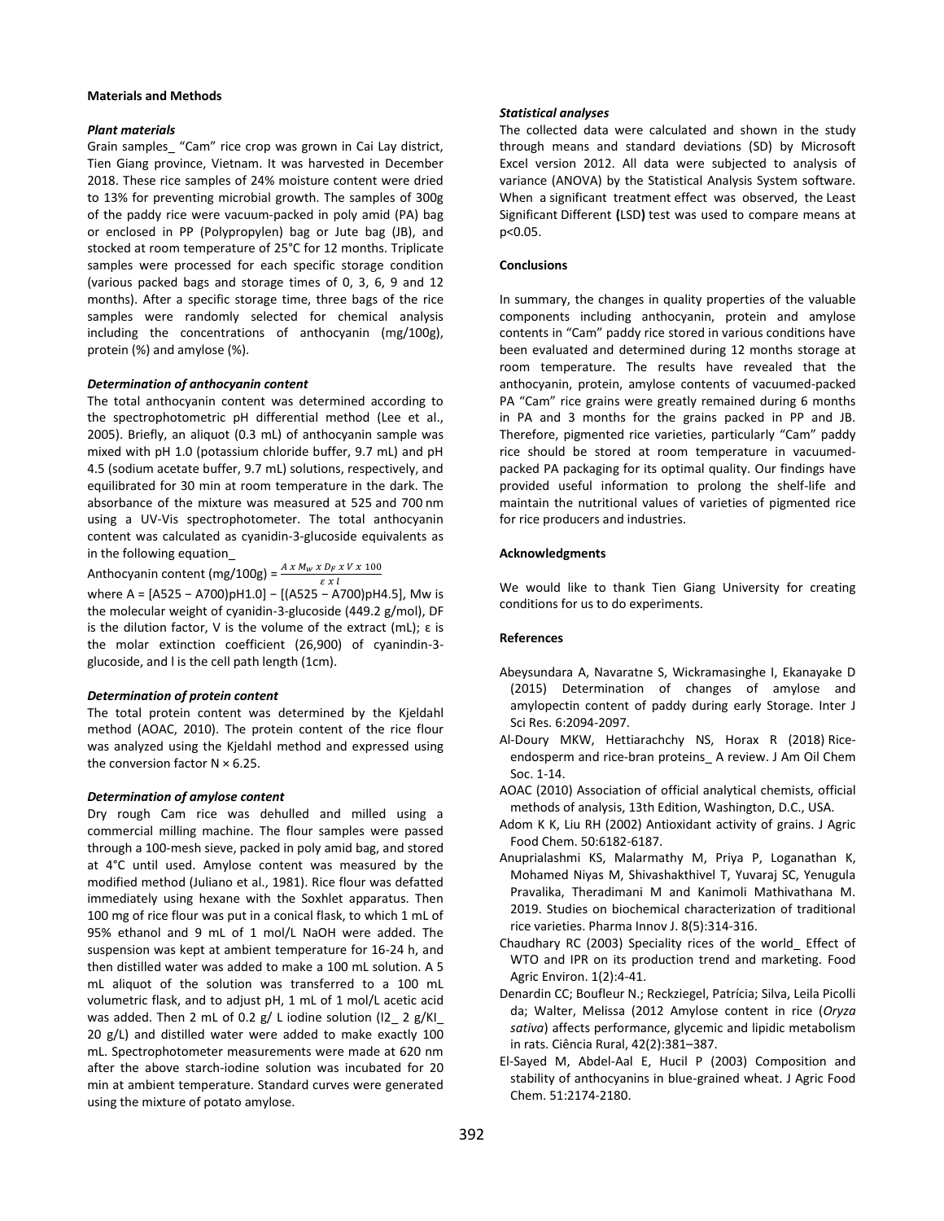## Materials and Methods

### *Plant materials*

Grain samples_ "Cam" rice crop was grown in Cai Lay district, Tien Giang province, Vietnam. It was harvested in December 2018. These rice samples of 24% moisture content were dried to 13% for preventing microbial growth. The samples of 300g of the paddy rice were vacuum-packed in poly amid (PA) bag or enclosed in PP (Polypropylen) bag or Jute bag (JB), and stocked at room temperature of 25°C for 12 months. Triplicate samples were processed for each specific storage condition (various packed bags and storage times of 0, 3, 6, 9 and 12 months). After a specific storage time, three bags of the rice samples were randomly selected for chemical analysis including the concentrations of anthocyanin (mg/100g), protein (%) and amylose (%).

### *Determination of anthocyanin content*

The total anthocyanin content was determined according to the spectrophotometric pH differential method (Lee et al., 2005). Briefly, an aliquot (0.3 mL) of anthocyanin sample was mixed with pH 1.0 (potassium chloride buffer, 9.7 mL) and pH 4.5 (sodium acetate buffer, 9.7 mL) solutions, respectively, and equilibrated for 30 min at room temperature in the dark. The absorbance of the mixture was measured at 525 and 700 nm using a UV-Vis spectrophotometer. The total anthocyanin content was calculated as cyanidin-3-glucoside equivalents as in the following equation_

$$\text{Anthocyanin content (mg/100g)} = \frac{A \times M_w \times D_F \times V \times 100}{\varepsilon \times l}$$

where A = [A525 − A700)pH1.0] − [(A525 − A700)pH4.5], Mw is the molecular weight of cyanidin-3-glucoside (449.2 g/mol), DF is the dilution factor, V is the volume of the extract (mL); ε is the molar extinction coefficient (26,900) of cyanindin-3-glucoside, and l is the cell path length (1cm).

### *Determination of protein content*

The total protein content was determined by the Kjeldahl method (AOAC, 2010). The protein content of the rice flour was analyzed using the Kjeldahl method and expressed using the conversion factor N × 6.25.

### *Determination of amylose content*

Dry rough Cam rice was dehulled and milled using a commercial milling machine. The flour samples were passed through a 100-mesh sieve, packed in poly amid bag, and stored at 4°C until used. Amylose content was measured by the modified method (Juliano et al., 1981). Rice flour was defatted immediately using hexane with the Soxhlet apparatus. Then 100 mg of rice flour was put in a conical flask, to which 1 mL of 95% ethanol and 9 mL of 1 mol/L NaOH were added. The suspension was kept at ambient temperature for 16-24 h, and then distilled water was added to make a 100 mL solution. A 5 mL aliquot of the solution was transferred to a 100 mL volumetric flask, and to adjust pH, 1 mL of 1 mol/L acetic acid was added. Then 2 mL of 0.2 g/ L iodine solution ($I_2$_ 2 g/KI_ 20 g/L) and distilled water were added to make exactly 100 mL. Spectrophotometer measurements were made at 620 nm after the above starch-iodine solution was incubated for 20 min at ambient temperature. Standard curves were generated using the mixture of potato amylose.

### *Statistical analyses*

The collected data were calculated and shown in the study through means and standard deviations (SD) by Microsoft Excel version 2012. All data were subjected to analysis of variance (ANOVA) by the Statistical Analysis System software. When a significant treatment effect was observed, the Least Significant Different **(**LSD**)** test was used to compare means at $p<0.05$.

## Conclusions

In summary, the changes in quality properties of the valuable components including anthocyanin, protein and amylose contents in "Cam" paddy rice stored in various conditions have been evaluated and determined during 12 months storage at room temperature. The results have revealed that the anthocyanin, protein, amylose contents of vacuumed-packed PA "Cam" rice grains were greatly remained during 6 months in PA and 3 months for the grains packed in PP and JB. Therefore, pigmented rice varieties, particularly "Cam" paddy rice should be stored at room temperature in vacuumed-packed PA packaging for its optimal quality. Our findings have provided useful information to prolong the shelf-life and maintain the nutritional values of varieties of pigmented rice for rice producers and industries.

## Acknowledgments

We would like to thank Tien Giang University for creating conditions for us to do experiments.

## References

- Abeysundara A, Navaratne S, Wickramasinghe I, Ekanayake D (2015) Determination of changes of amylose and amylopectin content of paddy during early Storage. Inter J Sci Res. 6:2094-2097.
- Al-Doury MKW, Hettiarachchy NS, Horax R (2018) Rice-endosperm and rice-bran proteins_ A review. J Am Oil Chem Soc. 1-14.
- AOAC (2010) Association of official analytical chemists, official methods of analysis, 13th Edition, Washington, D.C., USA.
- Adom K K, Liu RH (2002) Antioxidant activity of grains. J Agric Food Chem. 50:6182-6187.
- Anuprialashmi KS, Malarmathy M, Priya P, Loganathan K, Mohamed Niyas M, Shivashakthivel T, Yuvaraj SC, Yenugula Pravalika, Theradimani M and Kanimoli Mathivathana M. 2019. Studies on biochemical characterization of traditional rice varieties. Pharma Innov J. 8(5):314-316.
- Chaudhary RC (2003) Speciality rices of the world_ Effect of WTO and IPR on its production trend and marketing. Food Agric Environ. 1(2):4-41.
- Denardin CC; Boufleur N.; Reckziegel, Patrícia; Silva, Leila Picolli da; Walter, Melissa (2012 Amylose content in rice (*Oryza sativa*) affects performance, glycemic and lipidic metabolism in rats. Ciência Rural, 42(2):381–387.
- El-Sayed M, Abdel-Aal E, Hucil P (2003) Composition and stability of anthocyanins in blue-grained wheat. J Agric Food Chem. 51:2174-2180.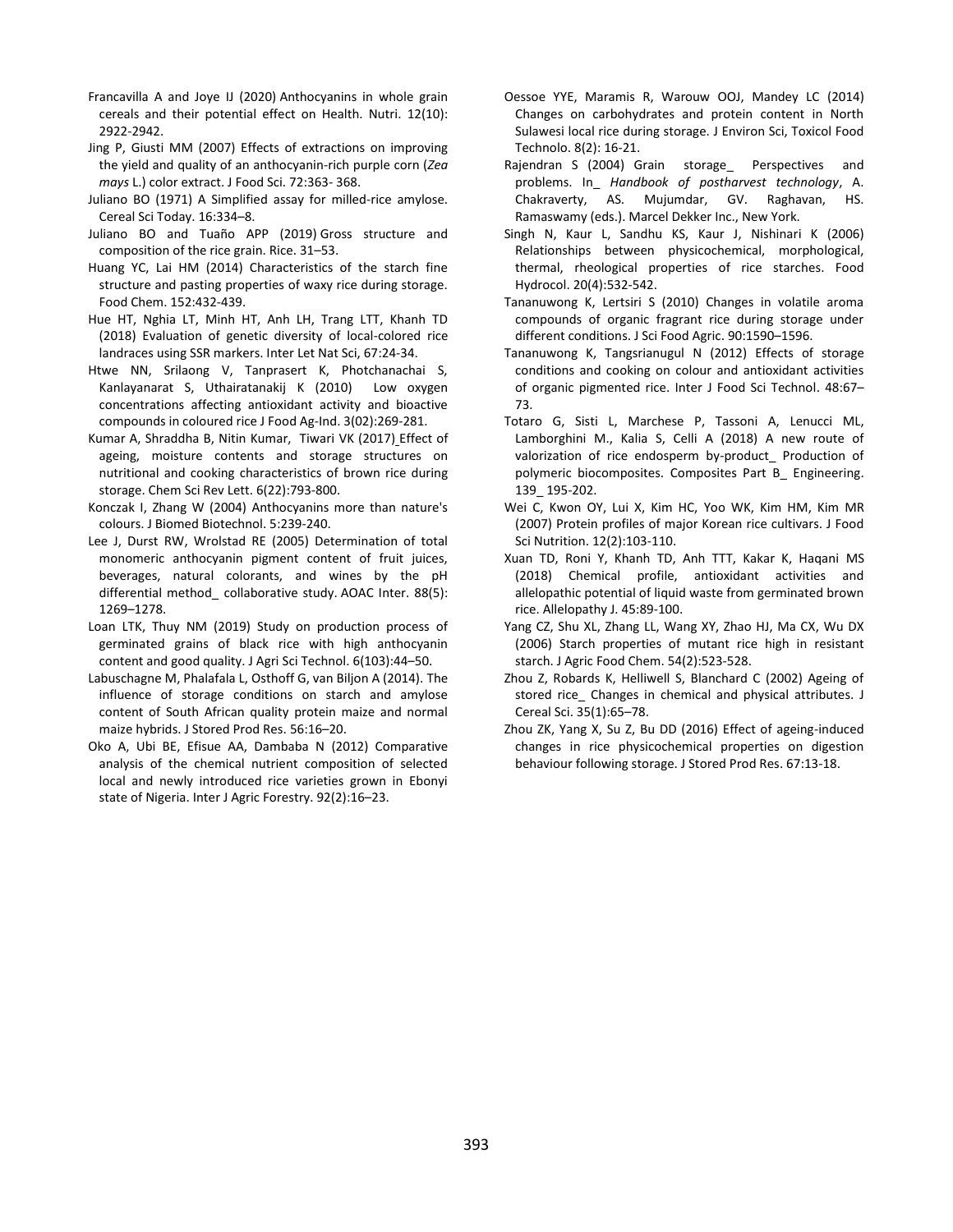Francavilla A and Joye IJ (2020) Anthocyanins in whole grain cereals and their potential effect on Health. Nutri. 12(10): 2922-2942.

Jing P, Giusti MM (2007) Effects of extractions on improving the yield and quality of an anthocyanin-rich purple corn (*Zea mays* L.) color extract. J Food Sci. 72:363- 368.

Juliano BO (1971) A Simplified assay for milled-rice amylose. Cereal Sci Today. 16:334–8.

Juliano BO and Tuaño APP (2019) Gross structure and composition of the rice grain. Rice. 31–53.

Huang YC, Lai HM (2014) Characteristics of the starch fine structure and pasting properties of waxy rice during storage. Food Chem. 152:432-439.

Hue HT, Nghia LT, Minh HT, Anh LH, Trang LTT, Khanh TD (2018) Evaluation of genetic diversity of local-colored rice landraces using SSR markers. Inter Let Nat Sci, 67:24-34.

Htwe NN, Srilaong V, Tanprasert K, Photchanachai S, Kanlayanarat S, Uthairatanakij K (2010) Low oxygen concentrations affecting antioxidant activity and bioactive compounds in coloured rice J Food Ag-Ind. 3(02):269-281.

Kumar A, Shraddha B, Nitin Kumar, Tiwari VK (2017) Effect of ageing, moisture contents and storage structures on nutritional and cooking characteristics of brown rice during storage. Chem Sci Rev Lett. 6(22):793-800.

Konczak I, Zhang W (2004) Anthocyanins more than nature's colours. J Biomed Biotechnol. 5:239-240.

Lee J, Durst RW, Wrolstad RE (2005) Determination of total monomeric anthocyanin pigment content of fruit juices, beverages, natural colorants, and wines by the pH differential method_ collaborative study. AOAC Inter. 88(5): 1269–1278.

Loan LTK, Thuy NM (2019) Study on production process of germinated grains of black rice with high anthocyanin content and good quality. J Agri Sci Technol. 6(103):44–50.

Labuschagne M, Phalafala L, Osthoff G, van Biljon A (2014). The influence of storage conditions on starch and amylose content of South African quality protein maize and normal maize hybrids. J Stored Prod Res. 56:16–20.

Oko A, Ubi BE, Efisue AA, Dambaba N (2012) Comparative analysis of the chemical nutrient composition of selected local and newly introduced rice varieties grown in Ebonyi state of Nigeria. Inter J Agric Forestry. 92(2):16–23.

Oessoe YYE, Maramis R, Warouw OOJ, Mandey LC (2014) Changes on carbohydrates and protein content in North Sulawesi local rice during storage. J Environ Sci, Toxicol Food Technolo. 8(2): 16-21.

Rajendran S (2004) Grain storage_ Perspectives and problems. In_ *Handbook of postharvest technology*, A. Chakraverty, AS. Mujumdar, GV. Raghavan, HS. Ramaswamy (eds.). Marcel Dekker Inc., New York.

Singh N, Kaur L, Sandhu KS, Kaur J, Nishinari K (2006) Relationships between physicochemical, morphological, thermal, rheological properties of rice starches. Food Hydrocol. 20(4):532-542.

Tananuwong K, Lertsiri S (2010) Changes in volatile aroma compounds of organic fragrant rice during storage under different conditions. J Sci Food Agric. 90:1590–1596.

Tananuwong K, Tangsrianugul N (2012) Effects of storage conditions and cooking on colour and antioxidant activities of organic pigmented rice. Inter J Food Sci Technol. 48:67–73.

Totaro G, Sisti L, Marchese P, Tassoni A, Lenucci ML, Lamborghini M., Kalia S, Celli A (2018) A new route of valorization of rice endosperm by-product_ Production of polymeric biocomposites. Composites Part B_ Engineering. 139_ 195-202.

Wei C, Kwon OY, Lui X, Kim HC, Yoo WK, Kim HM, Kim MR (2007) Protein profiles of major Korean rice cultivars. J Food Sci Nutrition. 12(2):103-110.

Xuan TD, Roni Y, Khanh TD, Anh TTT, Kakar K, Haqani MS (2018) Chemical profile, antioxidant activities and allelopathic potential of liquid waste from germinated brown rice. Allelopathy J. 45:89-100.

Yang CZ, Shu XL, Zhang LL, Wang XY, Zhao HJ, Ma CX, Wu DX (2006) Starch properties of mutant rice high in resistant starch. J Agric Food Chem. 54(2):523-528.

Zhou Z, Robards K, Helliwell S, Blanchard C (2002) Ageing of stored rice_ Changes in chemical and physical attributes. J Cereal Sci. 35(1):65–78.

Zhou ZK, Yang X, Su Z, Bu DD (2016) Effect of ageing-induced changes in rice physicochemical properties on digestion behaviour following storage. J Stored Prod Res. 67:13-18.